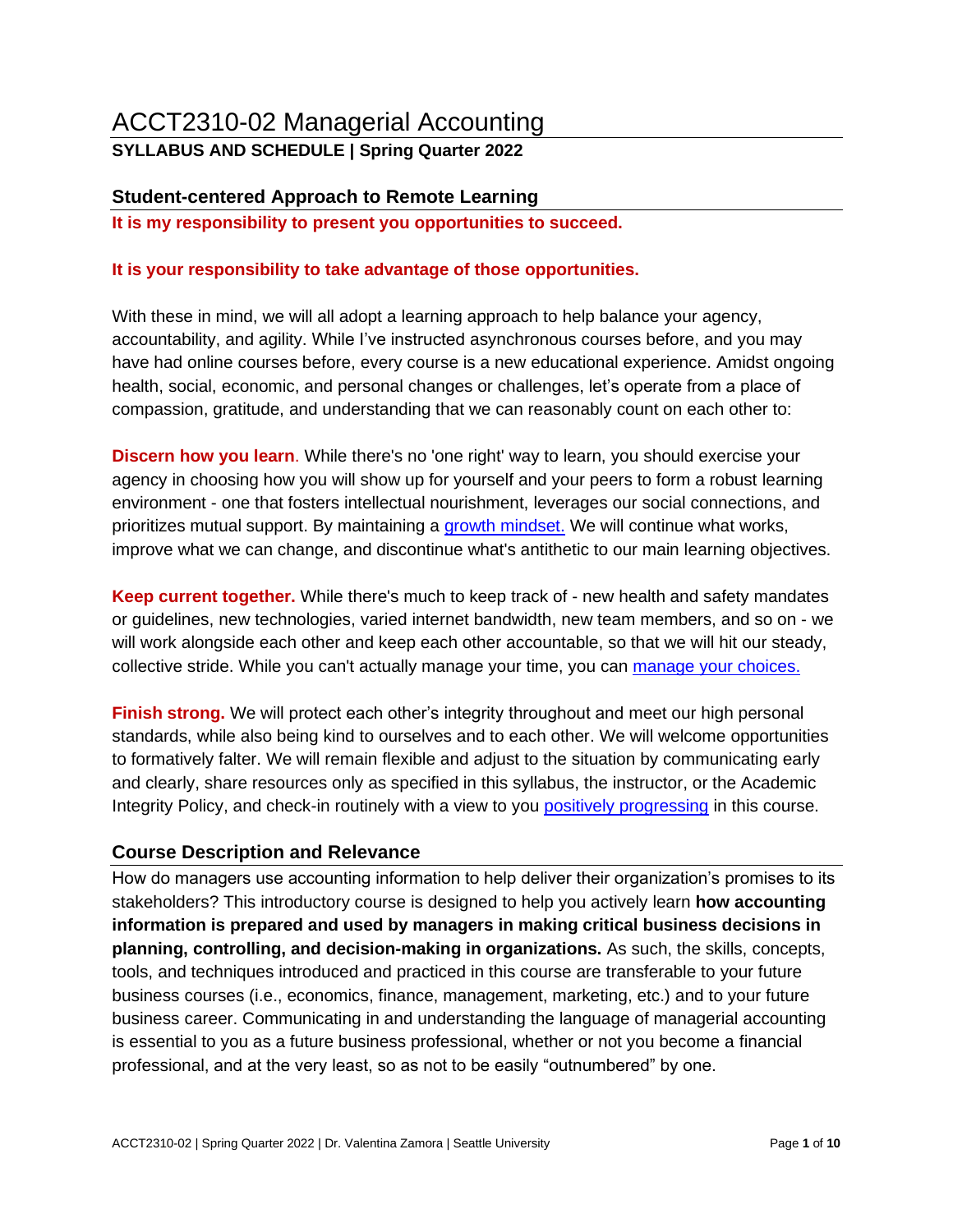# ACCT2310-02 Managerial Accounting

**SYLLABUS AND SCHEDULE | Spring Quarter 2022**

## Student-centered Approach to Remote Learning

**It is my responsibility to present you opportunities to succeed.**

**It is your responsibility to take advantage of those opportunities.**

With these in mind, we will all adopt a learning approach to help balance your agency, accountability, and agility. While I've instructed asynchronous courses before, and you may have had online courses before, every course is a new educational experience. Amidst ongoing health, social, economic, and personal changes or challenges, let's operate from a place of compassion, gratitude, and understanding that we can reasonably count on each other to:

**Discern how you learn**. While there's no 'one right' way to learn, you should exercise your agency in choosing how you will show up for yourself and your peers to form a robust learning environment - one that fosters intellectual nourishment, leverages our social connections, and prioritizes mutual support. By maintaining a growth mindset. We will continue what works, improve what we can change, and discontinue what's antithetic to our main learning objectives.

**Keep current together.** While there's much to keep track of - new health and safety mandates or guidelines, new technologies, varied internet bandwidth, new team members, and so on - we will work alongside each other and keep each other accountable, so that we will hit our steady, collective stride. While you can't actually manage your time, you can manage your choices.

**Finish strong.** We will protect each other's integrity throughout and meet our high personal standards, while also being kind to ourselves and to each other. We will welcome opportunities to formatively falter. We will remain flexible and adjust to the situation by communicating early and clearly, share resources only as specified in this syllabus, the instructor, or the Academic Integrity Policy, and check-in routinely with a view to you positively progressing in this course.

## Course Description and Relevance

How do managers use accounting information to help deliver their organization's promises to its stakeholders? This introductory course is designed to help you actively learn **how accounting information is prepared and used by managers in making critical business decisions in planning, controlling, and decision-making in organizations.** As such, the skills, concepts, tools, and techniques introduced and practiced in this course are transferable to your future business courses (i.e., economics, finance, management, marketing, etc.) and to your future business career. Communicating in and understanding the language of managerial accounting is essential to you as a future business professional, whether or not you become a financial professional, and at the very least, so as not to be easily "outnumbered" by one.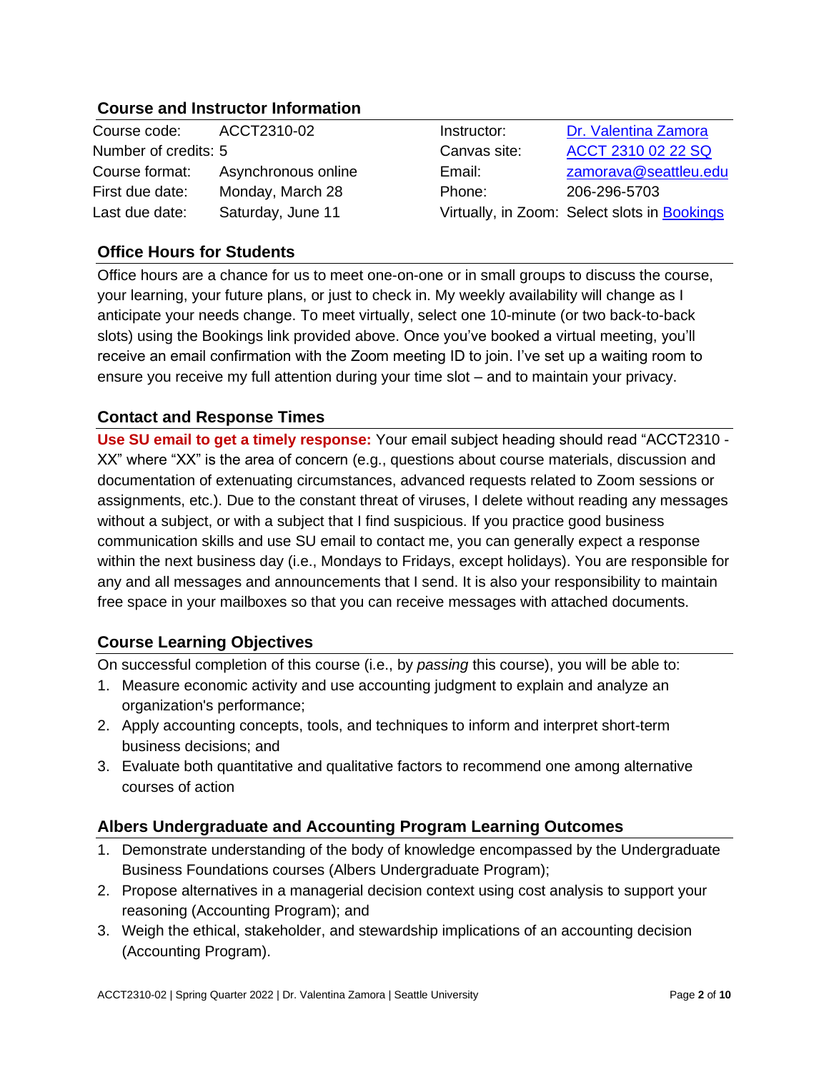## Course and Instructor Information

| | | | |
|---|---|---|---|
| Course code: | ACCT2310-02 | Instructor: | [Dr. Valentina Zamora]() |
| Number of credits: | 5 | Canvas site: | [ACCT 2310 02 22 SQ]() |
| Course format: | Asynchronous online | Email: | [zamorava@seattleu.edu]() |
| First due date: | Monday, March 28 | Phone: | 206-296-5703 |
| Last due date: | Saturday, June 11 | Virtually, in Zoom: | Select slots in [Bookings]() |

## Office Hours for Students

Office hours are a chance for us to meet one-on-one or in small groups to discuss the course, your learning, your future plans, or just to check in. My weekly availability will change as I anticipate your needs change. To meet virtually, select one 10-minute (or two back-to-back slots) using the Bookings link provided above. Once you've booked a virtual meeting, you'll receive an email confirmation with the Zoom meeting ID to join. I've set up a waiting room to ensure you receive my full attention during your time slot – and to maintain your privacy.

## Contact and Response Times

**Use SU email to get a timely response:** Your email subject heading should read "ACCT2310 - XX" where "XX" is the area of concern (e.g., questions about course materials, discussion and documentation of extenuating circumstances, advanced requests related to Zoom sessions or assignments, etc.). Due to the constant threat of viruses, I delete without reading any messages without a subject, or with a subject that I find suspicious. If you practice good business communication skills and use SU email to contact me, you can generally expect a response within the next business day (i.e., Mondays to Fridays, except holidays). You are responsible for any and all messages and announcements that I send. It is also your responsibility to maintain free space in your mailboxes so that you can receive messages with attached documents.

## Course Learning Objectives

On successful completion of this course (i.e., by *passing* this course), you will be able to:

1. Measure economic activity and use accounting judgment to explain and analyze an organization's performance;
2. Apply accounting concepts, tools, and techniques to inform and interpret short-term business decisions; and
3. Evaluate both quantitative and qualitative factors to recommend one among alternative courses of action

## Albers Undergraduate and Accounting Program Learning Outcomes

1. Demonstrate understanding of the body of knowledge encompassed by the Undergraduate Business Foundations courses (Albers Undergraduate Program);
2. Propose alternatives in a managerial decision context using cost analysis to support your reasoning (Accounting Program); and
3. Weigh the ethical, stakeholder, and stewardship implications of an accounting decision (Accounting Program).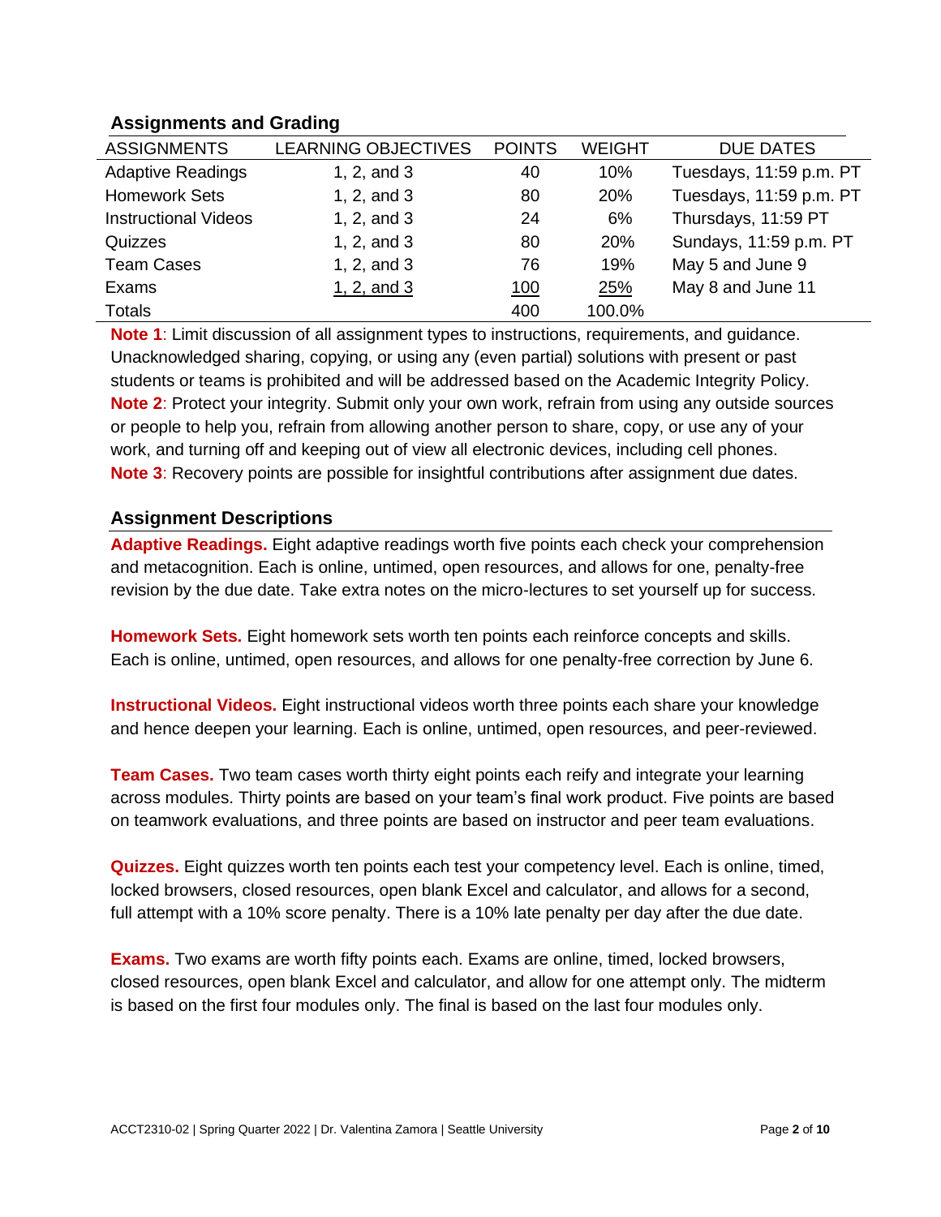## Assignments and Grading

| ASSIGNMENTS | LEARNING OBJECTIVES | POINTS | WEIGHT | DUE DATES |
|---|---|---|---|---|
| Adaptive Readings | 1, 2, and 3 | 40 | 10% | Tuesdays, 11:59 p.m. PT |
| Homework Sets | 1, 2, and 3 | 80 | 20% | Tuesdays, 11:59 p.m. PT |
| Instructional Videos | 1, 2, and 3 | 24 | 6% | Thursdays, 11:59 PT |
| Quizzes | 1, 2, and 3 | 80 | 20% | Sundays, 11:59 p.m. PT |
| Team Cases | 1, 2, and 3 | 76 | 19% | May 5 and June 9 |
| Exams | 1, 2, and 3 | 100 | 25% | May 8 and June 11 |
| Totals | | 400 | 100.0% | |

**Note 1**: Limit discussion of all assignment types to instructions, requirements, and guidance. Unacknowledged sharing, copying, or using any (even partial) solutions with present or past students or teams is prohibited and will be addressed based on the Academic Integrity Policy.
**Note 2**: Protect your integrity. Submit only your own work, refrain from using any outside sources or people to help you, refrain from allowing another person to share, copy, or use any of your work, and turning off and keeping out of view all electronic devices, including cell phones.
**Note 3**: Recovery points are possible for insightful contributions after assignment due dates.

## Assignment Descriptions

**Adaptive Readings.** Eight adaptive readings worth five points each check your comprehension and metacognition. Each is online, untimed, open resources, and allows for one, penalty-free revision by the due date. Take extra notes on the micro-lectures to set yourself up for success.

**Homework Sets.** Eight homework sets worth ten points each reinforce concepts and skills. Each is online, untimed, open resources, and allows for one penalty-free correction by June 6.

**Instructional Videos.** Eight instructional videos worth three points each share your knowledge and hence deepen your learning. Each is online, untimed, open resources, and peer-reviewed.

**Team Cases.** Two team cases worth thirty eight points each reify and integrate your learning across modules. Thirty points are based on your team's final work product. Five points are based on teamwork evaluations, and three points are based on instructor and peer team evaluations.

**Quizzes.** Eight quizzes worth ten points each test your competency level. Each is online, timed, locked browsers, closed resources, open blank Excel and calculator, and allows for a second, full attempt with a 10% score penalty. There is a 10% late penalty per day after the due date.

**Exams.** Two exams are worth fifty points each. Exams are online, timed, locked browsers, closed resources, open blank Excel and calculator, and allow for one attempt only. The midterm is based on the first four modules only. The final is based on the last four modules only.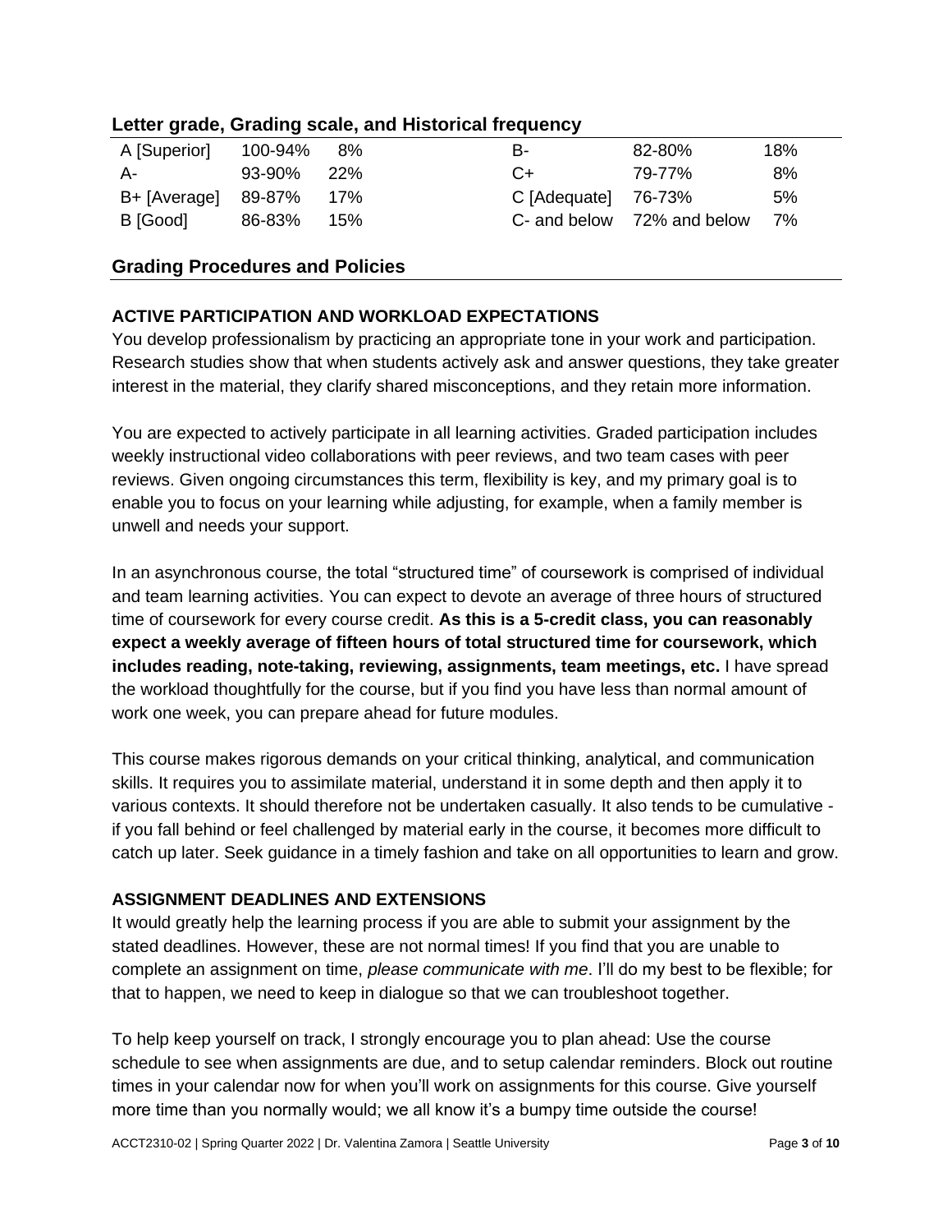## Letter grade, Grading scale, and Historical frequency

| | | | | | |
|---|---|---|---|---|---|
| A [Superior] | 100-94% | 8% | B- | 82-80% | 18% |
| A- | 93-90% | 22% | C+ | 79-77% | 8% |
| B+ [Average] | 89-87% | 17% | C [Adequate] | 76-73% | 5% |
| B [Good] | 86-83% | 15% | C- and below | 72% and below | 7% |

## Grading Procedures and Policies

### ACTIVE PARTICIPATION AND WORKLOAD EXPECTATIONS

You develop professionalism by practicing an appropriate tone in your work and participation. Research studies show that when students actively ask and answer questions, they take greater interest in the material, they clarify shared misconceptions, and they retain more information.

You are expected to actively participate in all learning activities. Graded participation includes weekly instructional video collaborations with peer reviews, and two team cases with peer reviews. Given ongoing circumstances this term, flexibility is key, and my primary goal is to enable you to focus on your learning while adjusting, for example, when a family member is unwell and needs your support.

In an asynchronous course, the total "structured time" of coursework is comprised of individual and team learning activities. You can expect to devote an average of three hours of structured time of coursework for every course credit. **As this is a 5-credit class, you can reasonably expect a weekly average of fifteen hours of total structured time for coursework, which includes reading, note-taking, reviewing, assignments, team meetings, etc.** I have spread the workload thoughtfully for the course, but if you find you have less than normal amount of work one week, you can prepare ahead for future modules.

This course makes rigorous demands on your critical thinking, analytical, and communication skills. It requires you to assimilate material, understand it in some depth and then apply it to various contexts. It should therefore not be undertaken casually. It also tends to be cumulative - if you fall behind or feel challenged by material early in the course, it becomes more difficult to catch up later. Seek guidance in a timely fashion and take on all opportunities to learn and grow.

### ASSIGNMENT DEADLINES AND EXTENSIONS

It would greatly help the learning process if you are able to submit your assignment by the stated deadlines. However, these are not normal times! If you find that you are unable to complete an assignment on time, *please communicate with me*. I'll do my best to be flexible; for that to happen, we need to keep in dialogue so that we can troubleshoot together.

To help keep yourself on track, I strongly encourage you to plan ahead: Use the course schedule to see when assignments are due, and to setup calendar reminders. Block out routine times in your calendar now for when you'll work on assignments for this course. Give yourself more time than you normally would; we all know it's a bumpy time outside the course!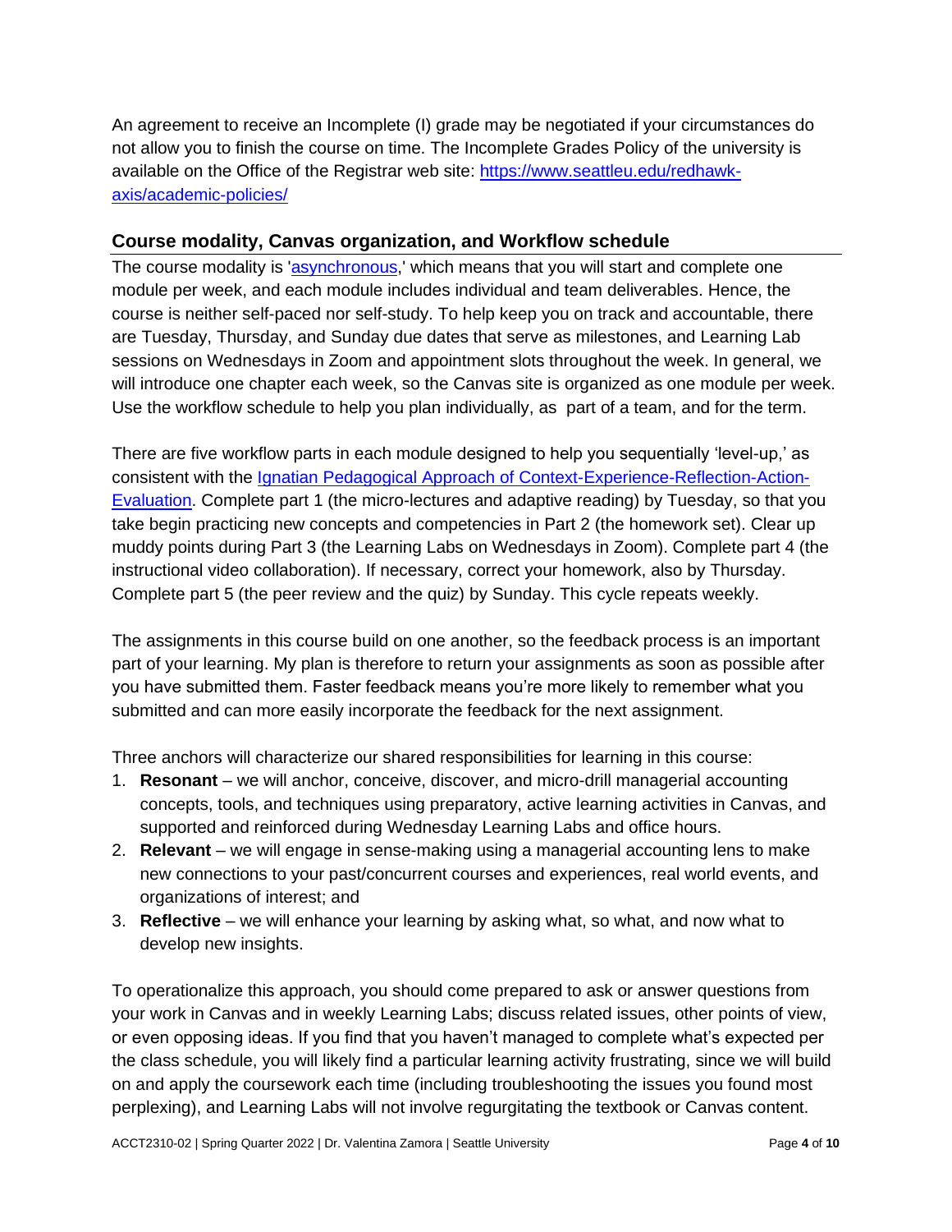An agreement to receive an Incomplete (I) grade may be negotiated if your circumstances do not allow you to finish the course on time. The Incomplete Grades Policy of the university is available on the Office of the Registrar web site: [https://www.seattleu.edu/redhawk-axis/academic-policies/](https://www.seattleu.edu/redhawk-axis/academic-policies/)

## Course modality, Canvas organization, and Workflow schedule

The course modality is '[asynchronous](#),' which means that you will start and complete one module per week, and each module includes individual and team deliverables. Hence, the course is neither self-paced nor self-study. To help keep you on track and accountable, there are Tuesday, Thursday, and Sunday due dates that serve as milestones, and Learning Lab sessions on Wednesdays in Zoom and appointment slots throughout the week. In general, we will introduce one chapter each week, so the Canvas site is organized as one module per week. Use the workflow schedule to help you plan individually, as part of a team, and for the term.

There are five workflow parts in each module designed to help you sequentially 'level-up,' as consistent with the [Ignatian Pedagogical Approach of Context-Experience-Reflection-Action-Evaluation](#). Complete part 1 (the micro-lectures and adaptive reading) by Tuesday, so that you take begin practicing new concepts and competencies in Part 2 (the homework set). Clear up muddy points during Part 3 (the Learning Labs on Wednesdays in Zoom). Complete part 4 (the instructional video collaboration). If necessary, correct your homework, also by Thursday. Complete part 5 (the peer review and the quiz) by Sunday. This cycle repeats weekly.

The assignments in this course build on one another, so the feedback process is an important part of your learning. My plan is therefore to return your assignments as soon as possible after you have submitted them. Faster feedback means you're more likely to remember what you submitted and can more easily incorporate the feedback for the next assignment.

Three anchors will characterize our shared responsibilities for learning in this course:

1. **Resonant** – we will anchor, conceive, discover, and micro-drill managerial accounting concepts, tools, and techniques using preparatory, active learning activities in Canvas, and supported and reinforced during Wednesday Learning Labs and office hours.
2. **Relevant** – we will engage in sense-making using a managerial accounting lens to make new connections to your past/concurrent courses and experiences, real world events, and organizations of interest; and
3. **Reflective** – we will enhance your learning by asking what, so what, and now what to develop new insights.

To operationalize this approach, you should come prepared to ask or answer questions from your work in Canvas and in weekly Learning Labs; discuss related issues, other points of view, or even opposing ideas. If you find that you haven't managed to complete what's expected per the class schedule, you will likely find a particular learning activity frustrating, since we will build on and apply the coursework each time (including troubleshooting the issues you found most perplexing), and Learning Labs will not involve regurgitating the textbook or Canvas content.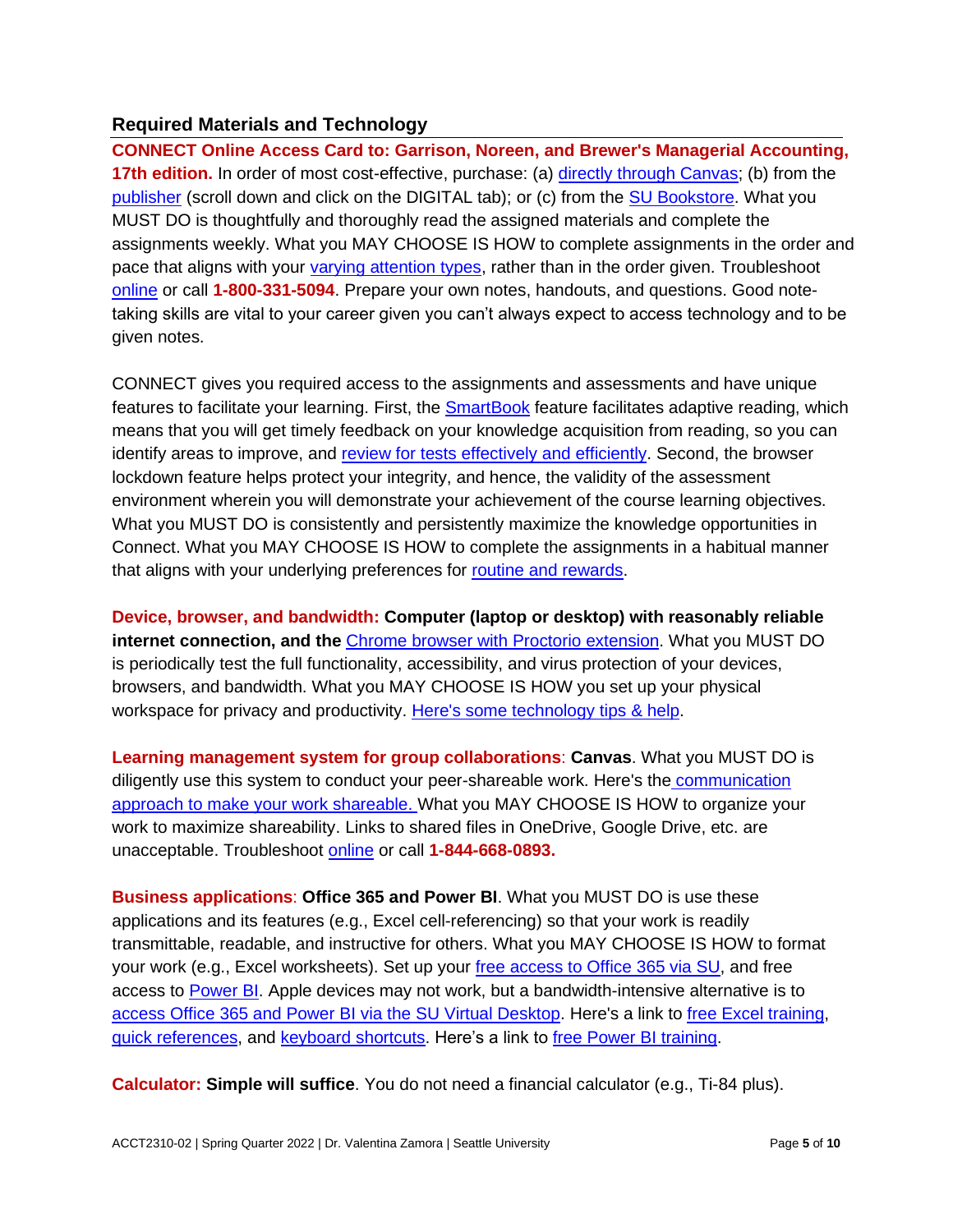## Required Materials and Technology

**CONNECT Online Access Card to: Garrison, Noreen, and Brewer's Managerial Accounting, 17th edition.** In order of most cost-effective, purchase: (a) directly through Canvas; (b) from the publisher (scroll down and click on the DIGITAL tab); or (c) from the SU Bookstore. What you MUST DO is thoughtfully and thoroughly read the assigned materials and complete the assignments weekly. What you MAY CHOOSE IS HOW to complete assignments in the order and pace that aligns with your varying attention types, rather than in the order given. Troubleshoot online or call **1-800-331-5094**. Prepare your own notes, handouts, and questions. Good note-taking skills are vital to your career given you can't always expect to access technology and to be given notes.

CONNECT gives you required access to the assignments and assessments and have unique features to facilitate your learning. First, the SmartBook feature facilitates adaptive reading, which means that you will get timely feedback on your knowledge acquisition from reading, so you can identify areas to improve, and review for tests effectively and efficiently. Second, the browser lockdown feature helps protect your integrity, and hence, the validity of the assessment environment wherein you will demonstrate your achievement of the course learning objectives. What you MUST DO is consistently and persistently maximize the knowledge opportunities in Connect. What you MAY CHOOSE IS HOW to complete the assignments in a habitual manner that aligns with your underlying preferences for routine and rewards.

**Device, browser, and bandwidth: Computer (laptop or desktop) with reasonably reliable internet connection, and the** Chrome browser with Proctorio extension. What you MUST DO is periodically test the full functionality, accessibility, and virus protection of your devices, browsers, and bandwidth. What you MAY CHOOSE IS HOW you set up your physical workspace for privacy and productivity. Here's some technology tips & help.

**Learning management system for group collaborations**: **Canvas**. What you MUST DO is diligently use this system to conduct your peer-shareable work. Here's the communication approach to make your work shareable. What you MAY CHOOSE IS HOW to organize your work to maximize shareability. Links to shared files in OneDrive, Google Drive, etc. are unacceptable. Troubleshoot online or call **1-844-668-0893.**

**Business applications**: **Office 365 and Power BI**. What you MUST DO is use these applications and its features (e.g., Excel cell-referencing) so that your work is readily transmittable, readable, and instructive for others. What you MAY CHOOSE IS HOW to format your work (e.g., Excel worksheets). Set up your free access to Office 365 via SU, and free access to Power BI. Apple devices may not work, but a bandwidth-intensive alternative is to access Office 365 and Power BI via the SU Virtual Desktop. Here's a link to free Excel training, quick references, and keyboard shortcuts. Here's a link to free Power BI training.

**Calculator: Simple will suffice**. You do not need a financial calculator (e.g., Ti-84 plus).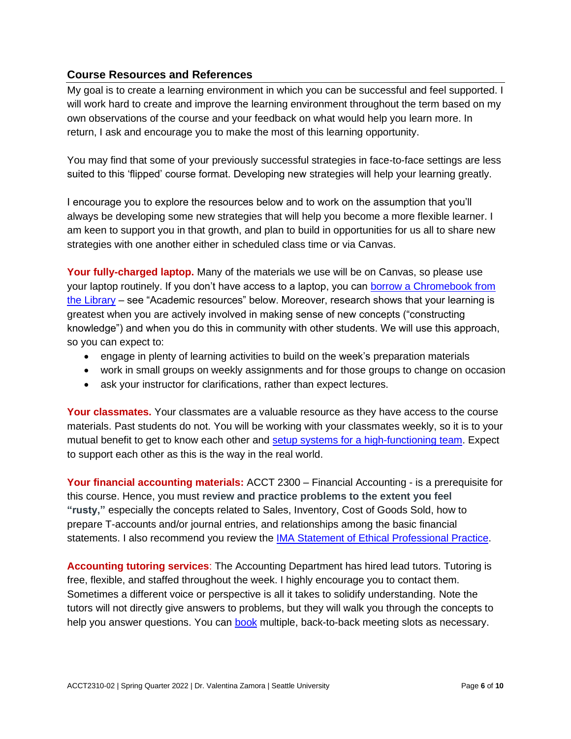## Course Resources and References

My goal is to create a learning environment in which you can be successful and feel supported. I will work hard to create and improve the learning environment throughout the term based on my own observations of the course and your feedback on what would help you learn more. In return, I ask and encourage you to make the most of this learning opportunity.

You may find that some of your previously successful strategies in face-to-face settings are less suited to this 'flipped' course format. Developing new strategies will help your learning greatly.

I encourage you to explore the resources below and to work on the assumption that you'll always be developing some new strategies that will help you become a more flexible learner. I am keen to support you in that growth, and plan to build in opportunities for us all to share new strategies with one another either in scheduled class time or via Canvas.

**Your fully-charged laptop.** Many of the materials we use will be on Canvas, so please use your laptop routinely. If you don't have access to a laptop, you can borrow a Chromebook from the Library – see "Academic resources" below. Moreover, research shows that your learning is greatest when you are actively involved in making sense of new concepts ("constructing knowledge") and when you do this in community with other students. We will use this approach, so you can expect to:

- engage in plenty of learning activities to build on the week's preparation materials
- work in small groups on weekly assignments and for those groups to change on occasion
- ask your instructor for clarifications, rather than expect lectures.

**Your classmates.** Your classmates are a valuable resource as they have access to the course materials. Past students do not. You will be working with your classmates weekly, so it is to your mutual benefit to get to know each other and setup systems for a high-functioning team. Expect to support each other as this is the way in the real world.

**Your financial accounting materials:** ACCT 2300 – Financial Accounting - is a prerequisite for this course. Hence, you must **review and practice problems to the extent you feel "rusty,"** especially the concepts related to Sales, Inventory, Cost of Goods Sold, how to prepare T-accounts and/or journal entries, and relationships among the basic financial statements. I also recommend you review the IMA Statement of Ethical Professional Practice.

**Accounting tutoring services**: The Accounting Department has hired lead tutors. Tutoring is free, flexible, and staffed throughout the week. I highly encourage you to contact them. Sometimes a different voice or perspective is all it takes to solidify understanding. Note the tutors will not directly give answers to problems, but they will walk you through the concepts to help you answer questions. You can book multiple, back-to-back meeting slots as necessary.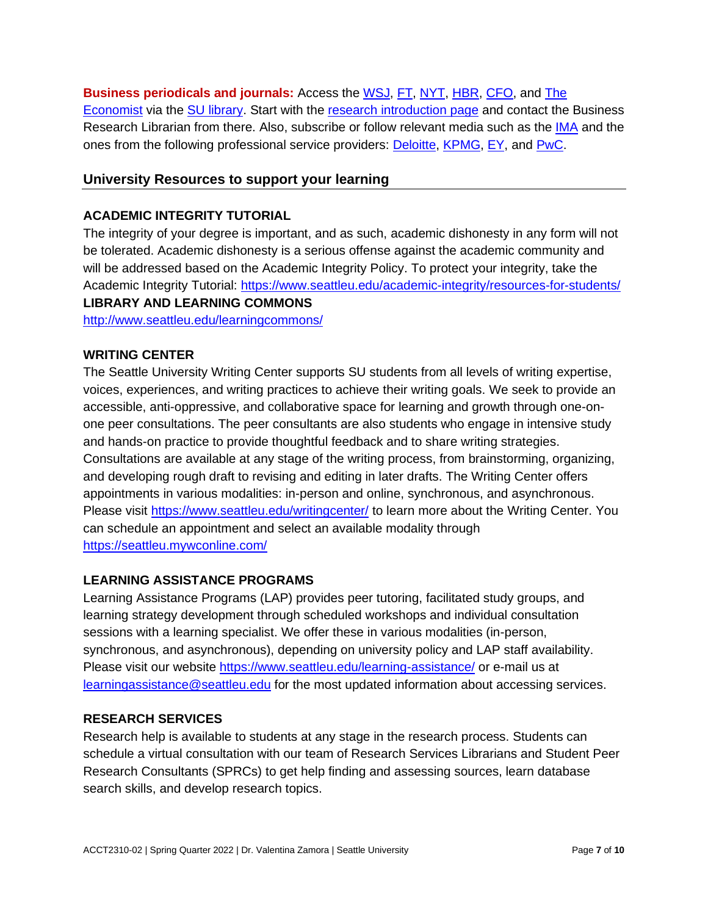**Business periodicals and journals:** Access the WSJ, FT, NYT, HBR, CFO, and The Economist via the SU library. Start with the research introduction page and contact the Business Research Librarian from there. Also, subscribe or follow relevant media such as the IMA and the ones from the following professional service providers: Deloitte, KPMG, EY, and PwC.

## University Resources to support your learning

### ACADEMIC INTEGRITY TUTORIAL

The integrity of your degree is important, and as such, academic dishonesty in any form will not be tolerated. Academic dishonesty is a serious offense against the academic community and will be addressed based on the Academic Integrity Policy. To protect your integrity, take the Academic Integrity Tutorial: https://www.seattleu.edu/academic-integrity/resources-for-students/

### LIBRARY AND LEARNING COMMONS

http://www.seattleu.edu/learningcommons/

### WRITING CENTER

The Seattle University Writing Center supports SU students from all levels of writing expertise, voices, experiences, and writing practices to achieve their writing goals. We seek to provide an accessible, anti-oppressive, and collaborative space for learning and growth through one-on-one peer consultations. The peer consultants are also students who engage in intensive study and hands-on practice to provide thoughtful feedback and to share writing strategies. Consultations are available at any stage of the writing process, from brainstorming, organizing, and developing rough draft to revising and editing in later drafts. The Writing Center offers appointments in various modalities: in-person and online, synchronous, and asynchronous. Please visit https://www.seattleu.edu/writingcenter/ to learn more about the Writing Center. You can schedule an appointment and select an available modality through https://seattleu.mywconline.com/

### LEARNING ASSISTANCE PROGRAMS

Learning Assistance Programs (LAP) provides peer tutoring, facilitated study groups, and learning strategy development through scheduled workshops and individual consultation sessions with a learning specialist. We offer these in various modalities (in-person, synchronous, and asynchronous), depending on university policy and LAP staff availability. Please visit our website https://www.seattleu.edu/learning-assistance/ or e-mail us at learningassistance@seattleu.edu for the most updated information about accessing services.

### RESEARCH SERVICES

Research help is available to students at any stage in the research process. Students can schedule a virtual consultation with our team of Research Services Librarians and Student Peer Research Consultants (SPRCs) to get help finding and assessing sources, learn database search skills, and develop research topics.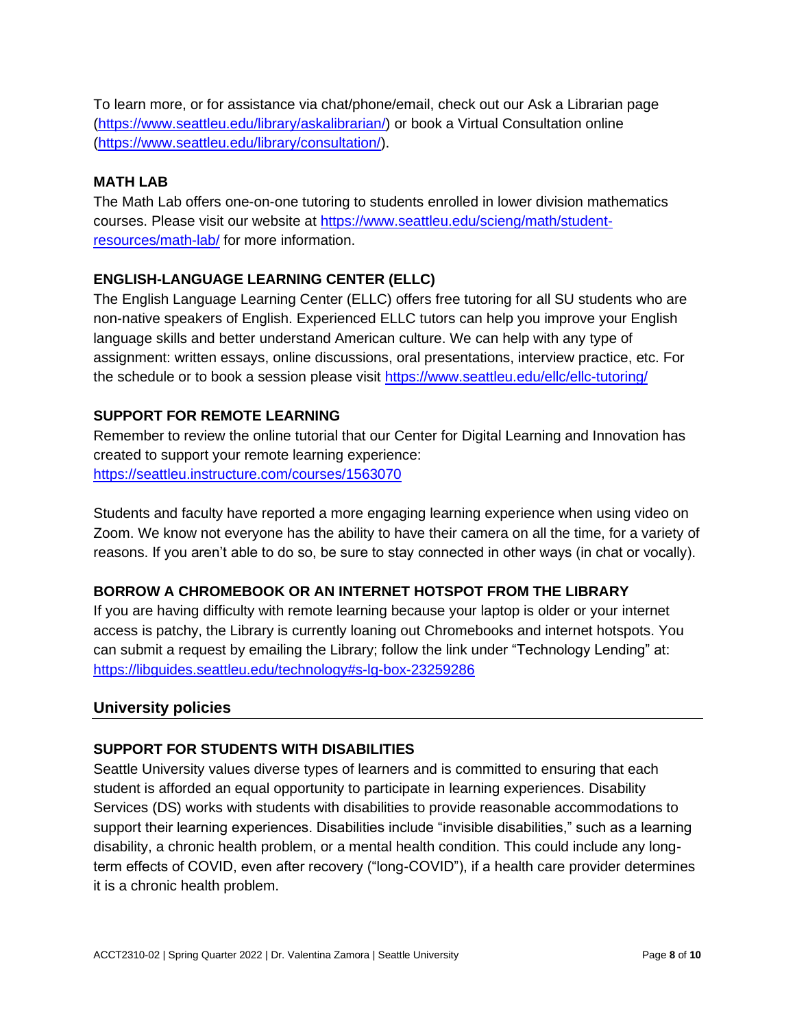To learn more, or for assistance via chat/phone/email, check out our Ask a Librarian page (https://www.seattleu.edu/library/askalibrarian/) or book a Virtual Consultation online (https://www.seattleu.edu/library/consultation/).

### MATH LAB

The Math Lab offers one-on-one tutoring to students enrolled in lower division mathematics courses. Please visit our website at https://www.seattleu.edu/scieng/math/student-resources/math-lab/ for more information.

### ENGLISH-LANGUAGE LEARNING CENTER (ELLC)

The English Language Learning Center (ELLC) offers free tutoring for all SU students who are non-native speakers of English. Experienced ELLC tutors can help you improve your English language skills and better understand American culture. We can help with any type of assignment: written essays, online discussions, oral presentations, interview practice, etc. For the schedule or to book a session please visit https://www.seattleu.edu/ellc/ellc-tutoring/

### SUPPORT FOR REMOTE LEARNING

Remember to review the online tutorial that our Center for Digital Learning and Innovation has created to support your remote learning experience: https://seattleu.instructure.com/courses/1563070

Students and faculty have reported a more engaging learning experience when using video on Zoom. We know not everyone has the ability to have their camera on all the time, for a variety of reasons. If you aren't able to do so, be sure to stay connected in other ways (in chat or vocally).

### BORROW A CHROMEBOOK OR AN INTERNET HOTSPOT FROM THE LIBRARY

If you are having difficulty with remote learning because your laptop is older or your internet access is patchy, the Library is currently loaning out Chromebooks and internet hotspots. You can submit a request by emailing the Library; follow the link under "Technology Lending" at: https://libguides.seattleu.edu/technology#s-lg-box-23259286

## University policies

### SUPPORT FOR STUDENTS WITH DISABILITIES

Seattle University values diverse types of learners and is committed to ensuring that each student is afforded an equal opportunity to participate in learning experiences. Disability Services (DS) works with students with disabilities to provide reasonable accommodations to support their learning experiences. Disabilities include "invisible disabilities," such as a learning disability, a chronic health problem, or a mental health condition. This could include any long-term effects of COVID, even after recovery ("long-COVID"), if a health care provider determines it is a chronic health problem.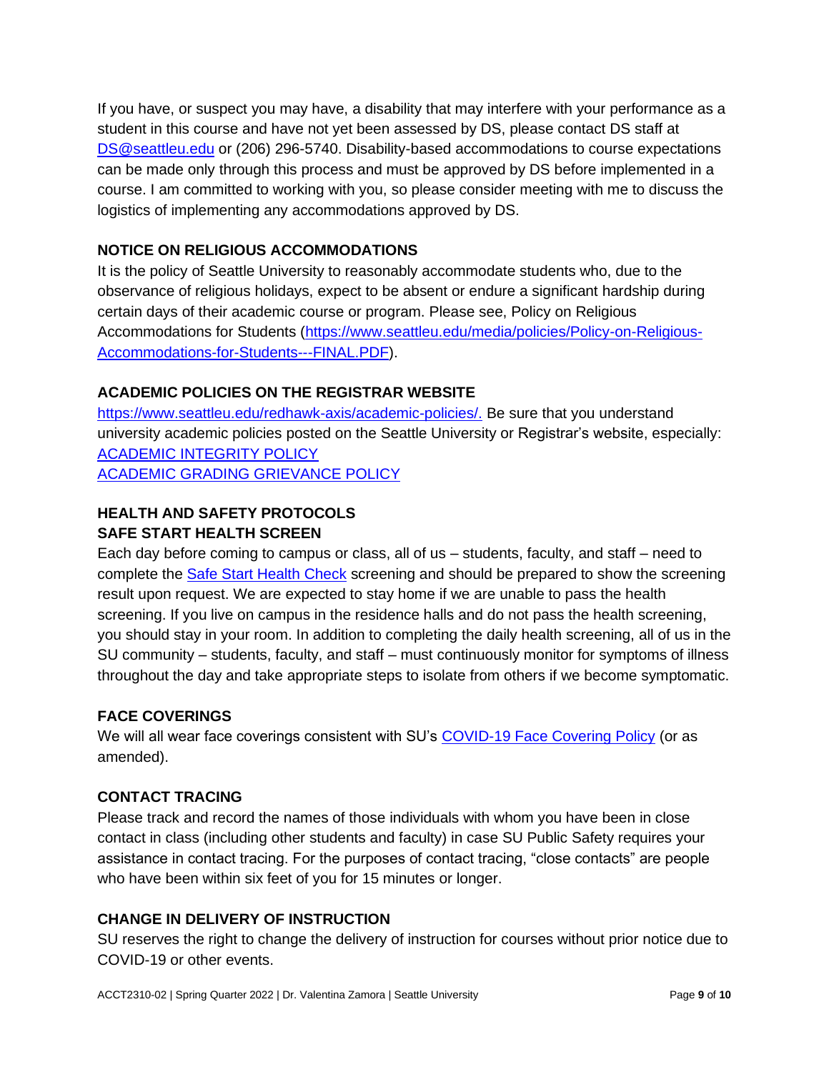If you have, or suspect you may have, a disability that may interfere with your performance as a student in this course and have not yet been assessed by DS, please contact DS staff at [DS@seattleu.edu](mailto:DS@seattleu.edu) or (206) 296-5740. Disability-based accommodations to course expectations can be made only through this process and must be approved by DS before implemented in a course. I am committed to working with you, so please consider meeting with me to discuss the logistics of implementing any accommodations approved by DS.

### NOTICE ON RELIGIOUS ACCOMMODATIONS

It is the policy of Seattle University to reasonably accommodate students who, due to the observance of religious holidays, expect to be absent or endure a significant hardship during certain days of their academic course or program. Please see, Policy on Religious Accommodations for Students ([https://www.seattleu.edu/media/policies/Policy-on-Religious-Accommodations-for-Students---FINAL.PDF](https://www.seattleu.edu/media/policies/Policy-on-Religious-Accommodations-for-Students---FINAL.PDF)).

### ACADEMIC POLICIES ON THE REGISTRAR WEBSITE

[https://www.seattleu.edu/redhawk-axis/academic-policies/.](https://www.seattleu.edu/redhawk-axis/academic-policies/) Be sure that you understand university academic policies posted on the Seattle University or Registrar's website, especially:
ACADEMIC INTEGRITY POLICY
ACADEMIC GRADING GRIEVANCE POLICY

### HEALTH AND SAFETY PROTOCOLS

### SAFE START HEALTH SCREEN

Each day before coming to campus or class, all of us – students, faculty, and staff – need to complete the Safe Start Health Check screening and should be prepared to show the screening result upon request. We are expected to stay home if we are unable to pass the health screening. If you live on campus in the residence halls and do not pass the health screening, you should stay in your room. In addition to completing the daily health screening, all of us in the SU community – students, faculty, and staff – must continuously monitor for symptoms of illness throughout the day and take appropriate steps to isolate from others if we become symptomatic.

### FACE COVERINGS

We will all wear face coverings consistent with SU's COVID-19 Face Covering Policy (or as amended).

### CONTACT TRACING

Please track and record the names of those individuals with whom you have been in close contact in class (including other students and faculty) in case SU Public Safety requires your assistance in contact tracing. For the purposes of contact tracing, "close contacts" are people who have been within six feet of you for 15 minutes or longer.

### CHANGE IN DELIVERY OF INSTRUCTION

SU reserves the right to change the delivery of instruction for courses without prior notice due to COVID-19 or other events.